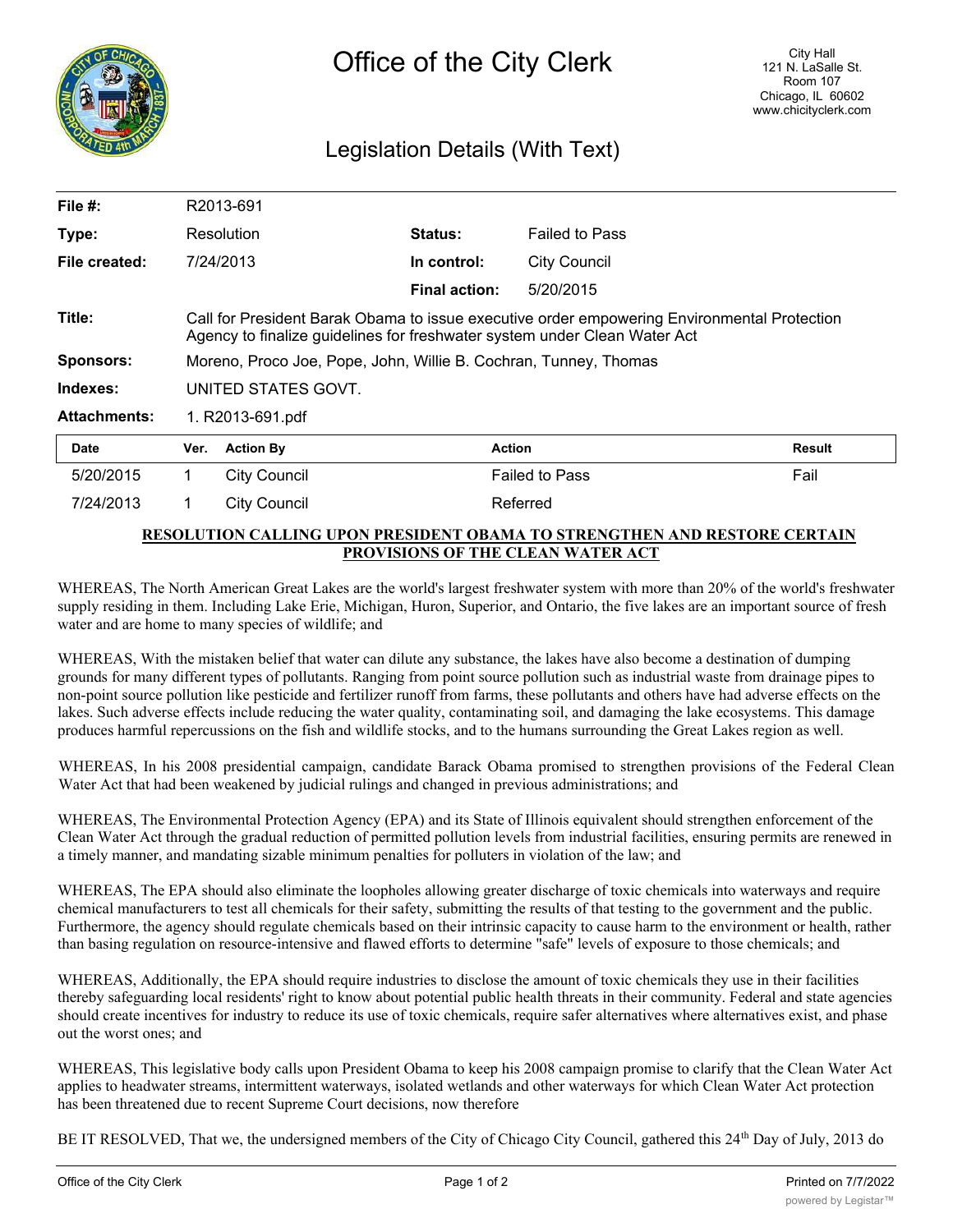# Office of the City Clerk

City Hall
121 N. LaSalle St.
Room 107
Chicago, IL 60602
www.chicityclerk.com

## Legislation Details (With Text)

| | | | |
|---|---|---|---|
| **File #:** | R2013-691 | | |
| **Type:** | Resolution | **Status:** | Failed to Pass |
| **File created:** | 7/24/2013 | **In control:** | City Council |
| | | **Final action:** | 5/20/2015 |
| **Title:** | Call for President Barak Obama to issue executive order empowering Environmental Protection Agency to finalize guidelines for freshwater system under Clean Water Act | | |
| **Sponsors:** | Moreno, Proco Joe, Pope, John, Willie B. Cochran, Tunney, Thomas | | |
| **Indexes:** | UNITED STATES GOVT. | | |
| **Attachments:** | 1. R2013-691.pdf | | |

| Date | Ver. | Action By | Action | Result |
|---|---|---|---|---|
| 5/20/2015 | 1 | City Council | Failed to Pass | Fail |
| 7/24/2013 | 1 | City Council | Referred | |

**RESOLUTION CALLING UPON PRESIDENT OBAMA TO STRENGTHEN AND RESTORE CERTAIN PROVISIONS OF THE CLEAN WATER ACT**

WHEREAS, The North American Great Lakes are the world's largest freshwater system with more than 20% of the world's freshwater supply residing in them. Including Lake Erie, Michigan, Huron, Superior, and Ontario, the five lakes are an important source of fresh water and are home to many species of wildlife; and

WHEREAS, With the mistaken belief that water can dilute any substance, the lakes have also become a destination of dumping grounds for many different types of pollutants. Ranging from point source pollution such as industrial waste from drainage pipes to non-point source pollution like pesticide and fertilizer runoff from farms, these pollutants and others have had adverse effects on the lakes. Such adverse effects include reducing the water quality, contaminating soil, and damaging the lake ecosystems. This damage produces harmful repercussions on the fish and wildlife stocks, and to the humans surrounding the Great Lakes region as well.

WHEREAS, In his 2008 presidential campaign, candidate Barack Obama promised to strengthen provisions of the Federal Clean Water Act that had been weakened by judicial rulings and changed in previous administrations; and

WHEREAS, The Environmental Protection Agency (EPA) and its State of Illinois equivalent should strengthen enforcement of the Clean Water Act through the gradual reduction of permitted pollution levels from industrial facilities, ensuring permits are renewed in a timely manner, and mandating sizable minimum penalties for polluters in violation of the law; and

WHEREAS, The EPA should also eliminate the loopholes allowing greater discharge of toxic chemicals into waterways and require chemical manufacturers to test all chemicals for their safety, submitting the results of that testing to the government and the public. Furthermore, the agency should regulate chemicals based on their intrinsic capacity to cause harm to the environment or health, rather than basing regulation on resource-intensive and flawed efforts to determine "safe" levels of exposure to those chemicals; and

WHEREAS, Additionally, the EPA should require industries to disclose the amount of toxic chemicals they use in their facilities thereby safeguarding local residents' right to know about potential public health threats in their community. Federal and state agencies should create incentives for industry to reduce its use of toxic chemicals, require safer alternatives where alternatives exist, and phase out the worst ones; and

WHEREAS, This legislative body calls upon President Obama to keep his 2008 campaign promise to clarify that the Clean Water Act applies to headwater streams, intermittent waterways, isolated wetlands and other waterways for which Clean Water Act protection has been threatened due to recent Supreme Court decisions, now therefore

BE IT RESOLVED, That we, the undersigned members of the City of Chicago City Council, gathered this 24th Day of July, 2013 do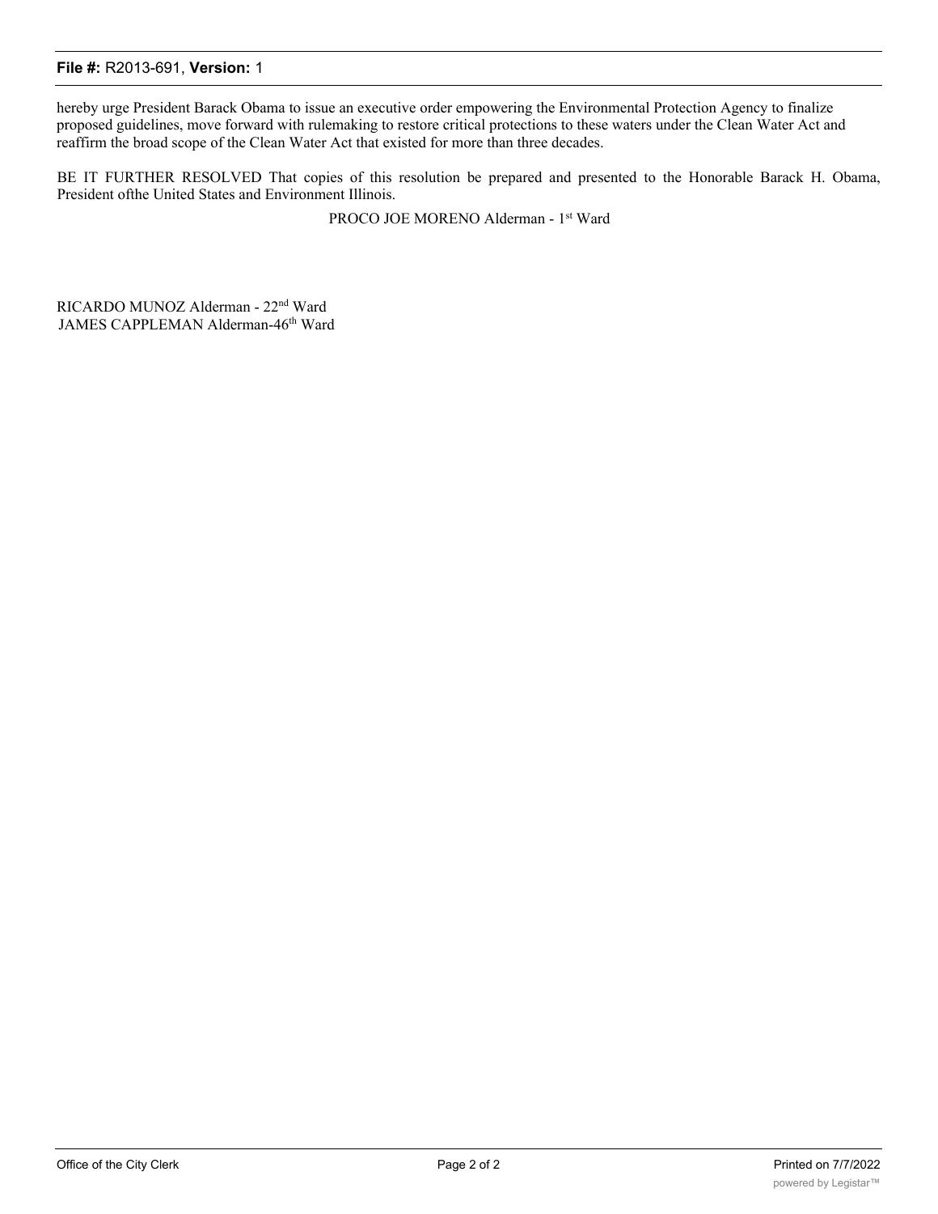hereby urge President Barack Obama to issue an executive order empowering the Environmental Protection Agency to finalize proposed guidelines, move forward with rulemaking to restore critical protections to these waters under the Clean Water Act and reaffirm the broad scope of the Clean Water Act that existed for more than three decades.

BE IT FURTHER RESOLVED That copies of this resolution be prepared and presented to the Honorable Barack H. Obama, President ofthe United States and Environment Illinois.

PROCO JOE MORENO Alderman - 1st Ward

RICARDO MUNOZ Alderman - 22nd Ward

JAMES CAPPLEMAN Alderman-46th Ward